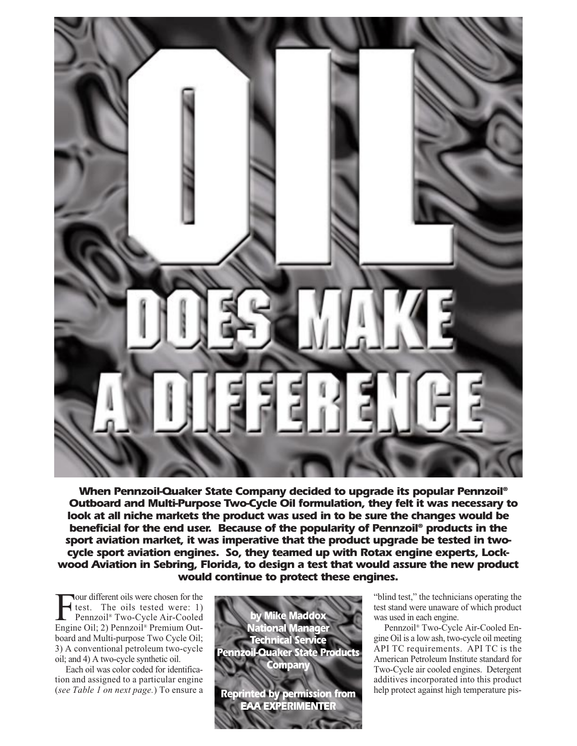# OIL DOES MAKE A DIFFERENCE

***When Pennzoil-Quaker State Company decided to upgrade its popular Pennzoil® Outboard and Multi-Purpose Two-Cycle Oil formulation, they felt it was necessary to look at all niche markets the product was used in to be sure the changes would be beneficial for the end user. Because of the popularity of Pennzoil® products in the sport aviation market, it was imperative that the product upgrade be tested in two-cycle sport aviation engines. So, they teamed up with Rotax engine experts, Lockwood Aviation in Sebring, Florida, to design a test that would assure the new product would continue to protect these engines.***

**by Mike Maddox**
**National Manager**
**Technical Service**
**Pennzoil-Quaker State Products Company**

**Reprinted by permission from EAA EXPERIMENTER**

Four different oils were chosen for the test. The oils tested were: 1) Pennzoil® Two-Cycle Air-Cooled Engine Oil; 2) Pennzoil® Premium Outboard and Multi-purpose Two Cycle Oil; 3) A conventional petroleum two-cycle oil; and 4) A two-cycle synthetic oil.

Each oil was color coded for identification and assigned to a particular engine (*see Table 1 on next page.*) To ensure a "blind test," the technicians operating the test stand were unaware of which product was used in each engine.

Pennzoil® Two-Cycle Air-Cooled Engine Oil is a low ash, two-cycle oil meeting API TC requirements. API TC is the American Petroleum Institute standard for Two-Cycle air cooled engines. Detergent additives incorporated into this product help protect against high temperature pis-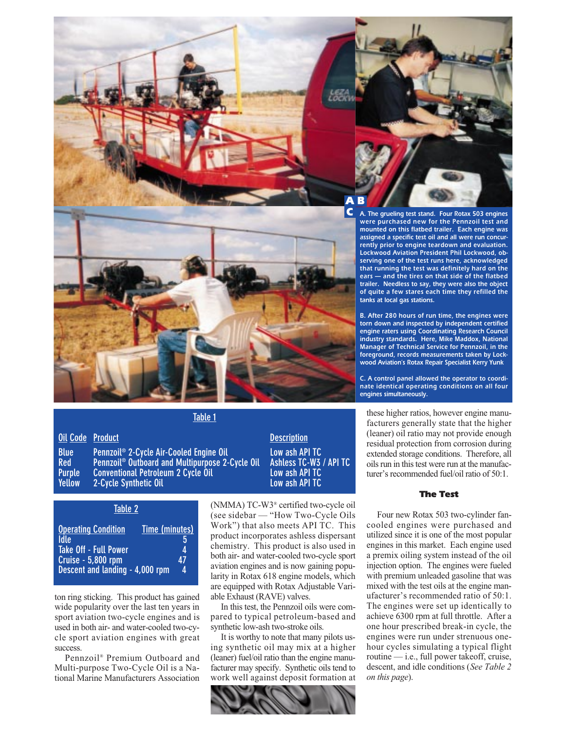A. The grueling test stand. Four Rotax 503 engines were purchased new for the Pennzoil test and mounted on this flatbed trailer. Each engine was assigned a specific test oil and all were run concurrently prior to engine teardown and evaluation. Lockwood Aviation President Phil Lockwood, observing one of the test runs here, acknowledged that running the test was definitely hard on the ears — and the tires on that side of the flatbed trailer. Needless to say, they were also the object of quite a few stares each time they refilled the tanks at local gas stations.

B. After 280 hours of run time, the engines were torn down and inspected by independent certified engine raters using Coordinating Research Council industry standards. Here, Mike Maddox, National Manager of Technical Service for Pennzoil, in the foreground, records measurements taken by Lockwood Aviation's Rotax Repair Specialist Kerry Yunk

C. A control panel allowed the operator to coordinate identical operating conditions on all four engines simultaneously.

**Table 1**

| Oil Code | Product | Description |
|---|---|---|
| Blue | Pennzoil® 2-Cycle Air-Cooled Engine Oil | Low ash API TC |
| Red | Pennzoil® Outboard and Multipurpose 2-Cycle Oil | Ashless TC-W3 / API TC |
| Purple | Conventional Petroleum 2 Cycle Oil | Low ash API TC |
| Yellow | 2-Cycle Synthetic Oil | Low ash API TC |

**Table 2**

| Operating Condition | Time (minutes) |
|---|---|
| Idle | 5 |
| Take Off - Full Power | 4 |
| Cruise - 5,800 rpm | 47 |
| Descent and landing - 4,000 rpm | 4 |

ton ring sticking. This product has gained wide popularity over the last ten years in sport aviation two-cycle engines and is used in both air- and water-cooled two-cycle sport aviation engines with great success.

Pennzoil® Premium Outboard and Multi-purpose Two-Cycle Oil is a National Marine Manufacturers Association (NMMA) TC-W3® certified two-cycle oil (see sidebar — "How Two-Cycle Oils Work") that also meets API TC. This product incorporates ashless dispersant chemistry. This product is also used in both air- and water-cooled two-cycle sport aviation engines and is now gaining popularity in Rotax 618 engine models, which are equipped with Rotax Adjustable Variable Exhaust (RAVE) valves.

In this test, the Pennzoil oils were compared to typical petroleum-based and synthetic low-ash two-stroke oils.

It is worthy to note that many pilots using synthetic oil may mix at a higher (leaner) fuel/oil ratio than the engine manufacturer may specify. Synthetic oils tend to work well against deposit formation at these higher ratios, however engine manufacturers generally state that the higher (leaner) oil ratio may not provide enough residual protection from corrosion during extended storage conditions. Therefore, all oils run in this test were run at the manufacturer's recommended fuel/oil ratio of 50:1.

### The Test

Four new Rotax 503 two-cylinder fan-cooled engines were purchased and utilized since it is one of the most popular engines in this market. Each engine used a premix oiling system instead of the oil injection option. The engines were fueled with premium unleaded gasoline that was mixed with the test oils at the engine manufacturer's recommended ratio of 50:1. The engines were set up identically to achieve 6300 rpm at full throttle. After a one hour prescribed break-in cycle, the engines were run under strenuous one-hour cycles simulating a typical flight routine — i.e., full power takeoff, cruise, descent, and idle conditions (*See Table 2 on this page*).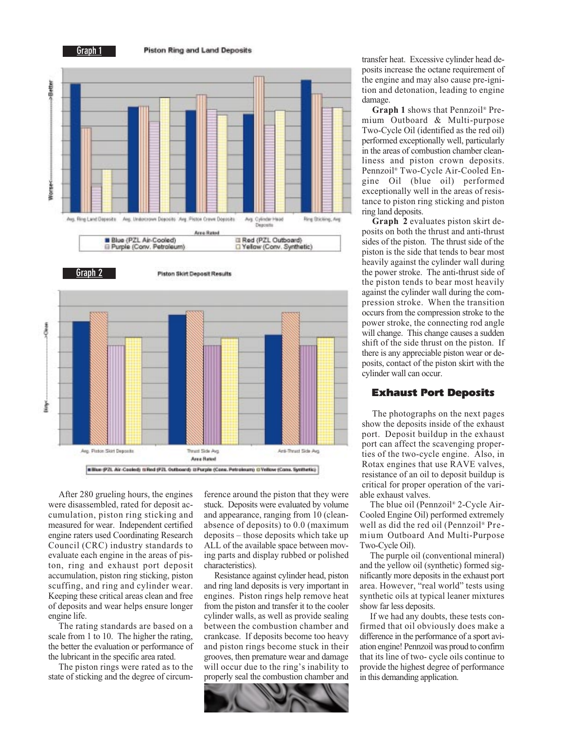Graph 1

**Piston Ring and Land Deposits**

Graph 2

**Piston Skirt Deposit Results**

After 280 grueling hours, the engines were disassembled, rated for deposit accumulation, piston ring sticking and measured for wear. Independent certified engine raters used Coordinating Research Council (CRC) industry standards to evaluate each engine in the areas of piston, ring and exhaust port deposit accumulation, piston ring sticking, piston scuffing, and ring and cylinder wear. Keeping these critical areas clean and free of deposits and wear helps ensure longer engine life.

The rating standards are based on a scale from 1 to 10. The higher the rating, the better the evaluation or performance of the lubricant in the specific area rated.

The piston rings were rated as to the state of sticking and the degree of circumference around the piston that they were stuck. Deposits were evaluated by volume and appearance, ranging from 10 (clean-absence of deposits) to 0.0 (maximum deposits – those deposits which take up ALL of the available space between moving parts and display rubbed or polished characteristics).

Resistance against cylinder head, piston and ring land deposits is very important in engines. Piston rings help remove heat from the piston and transfer it to the cooler cylinder walls, as well as provide sealing between the combustion chamber and crankcase. If deposits become too heavy and piston rings become stuck in their grooves, then premature wear and damage will occur due to the ring's inability to properly seal the combustion chamber and transfer heat. Excessive cylinder head deposits increase the octane requirement of the engine and may also cause pre-ignition and detonation, leading to engine damage.

**Graph 1** shows that Pennzoil® Premium Outboard & Multi-purpose Two-Cycle Oil (identified as the red oil) performed exceptionally well, particularly in the areas of combustion chamber cleanliness and piston crown deposits. Pennzoil® Two-Cycle Air-Cooled Engine Oil (blue oil) performed exceptionally well in the areas of resistance to piston ring sticking and piston ring land deposits.

**Graph 2** evaluates piston skirt deposits on both the thrust and anti-thrust sides of the piston. The thrust side of the piston is the side that tends to bear most heavily against the cylinder wall during the power stroke. The anti-thrust side of the piston tends to bear most heavily against the cylinder wall during the compression stroke. When the transition occurs from the compression stroke to the power stroke, the connecting rod angle will change. This change causes a sudden shift of the side thrust on the piston. If there is any appreciable piston wear or deposits, contact of the piston skirt with the cylinder wall can occur.

## Exhaust Port Deposits

The photographs on the next pages show the deposits inside of the exhaust port. Deposit buildup in the exhaust port can affect the scavenging properties of the two-cycle engine. Also, in Rotax engines that use RAVE valves, resistance of an oil to deposit buildup is critical for proper operation of the variable exhaust valves.

The blue oil (Pennzoil® 2-Cycle Air-Cooled Engine Oil) performed extremely well as did the red oil (Pennzoil® Premium Outboard And Multi-Purpose Two-Cycle Oil).

The purple oil (conventional mineral) and the yellow oil (synthetic) formed significantly more deposits in the exhaust port area. However, "real world" tests using synthetic oils at typical leaner mixtures show far less deposits.

If we had any doubts, these tests confirmed that oil obviously does make a difference in the performance of a sport aviation engine! Pennzoil was proud to confirm that its line of two- cycle oils continue to provide the highest degree of performance in this demanding application.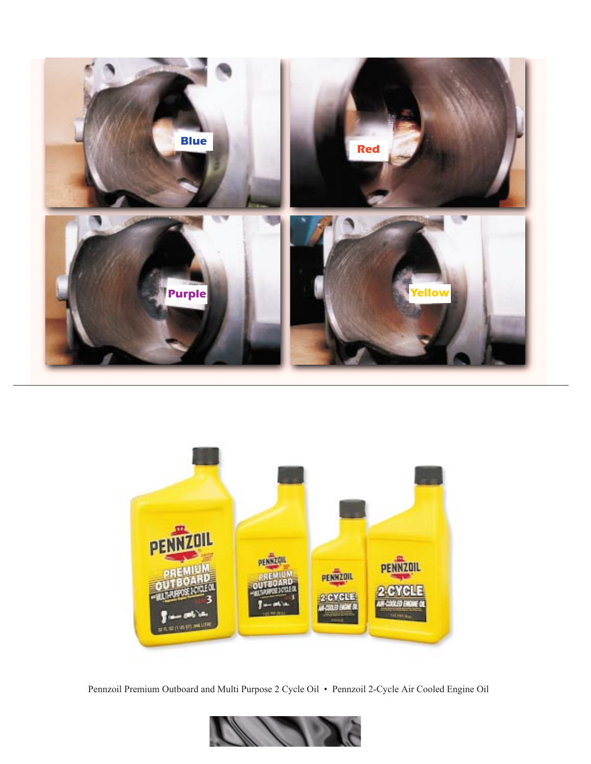Blue

Red

Purple

Yellow

Pennzoil Premium Outboard and Multi Purpose 2 Cycle Oil • Pennzoil 2-Cycle Air Cooled Engine Oil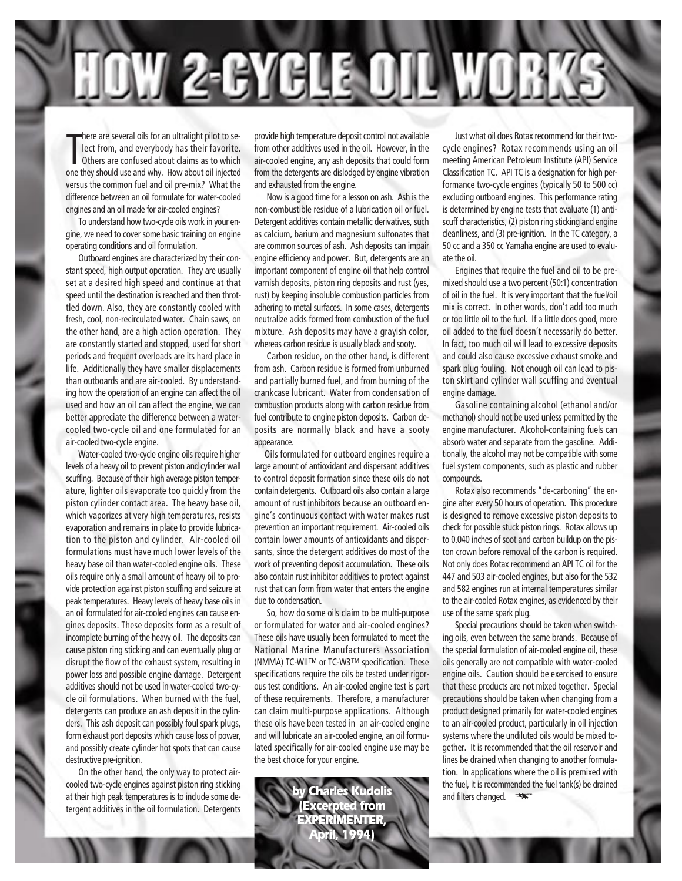# HOW 2-CYCLE OIL WORKS

There are several oils for an ultralight pilot to select from, and everybody has their favorite. Others are confused about claims as to which one they should use and why. How about oil injected versus the common fuel and oil pre-mix? What the difference between an oil formulate for water-cooled engines and an oil made for air-cooled engines?

To understand how two-cycle oils work in your engine, we need to cover some basic training on engine operating conditions and oil formulation.

Outboard engines are characterized by their constant speed, high output operation. They are usually set at a desired high speed and continue at that speed until the destination is reached and then throttled down. Also, they are constantly cooled with fresh, cool, non-recirculated water. Chain saws, on the other hand, are a high action operation. They are constantly started and stopped, used for short periods and frequent overloads are its hard place in life. Additionally they have smaller displacements than outboards and are air-cooled. By understanding how the operation of an engine can affect the oil used and how an oil can affect the engine, we can better appreciate the difference between a water-cooled two-cycle oil and one formulated for an air-cooled two-cycle engine.

Water-cooled two-cycle engine oils require higher levels of a heavy oil to prevent piston and cylinder wall scuffing. Because of their high average piston temperature, lighter oils evaporate too quickly from the piston cylinder contact area. The heavy base oil, which vaporizes at very high temperatures, resists evaporation and remains in place to provide lubrication to the piston and cylinder. Air-cooled oil formulations must have much lower levels of the heavy base oil than water-cooled engine oils. These oils require only a small amount of heavy oil to provide protection against piston scuffing and seizure at peak temperatures. Heavy levels of heavy base oils in an oil formulated for air-cooled engines can cause engines deposits. These deposits form as a result of incomplete burning of the heavy oil. The deposits can cause piston ring sticking and can eventually plug or disrupt the flow of the exhaust system, resulting in power loss and possible engine damage. Detergent additives should not be used in water-cooled two-cycle oil formulations. When burned with the fuel, detergents can produce an ash deposit in the cylinders. This ash deposit can possibly foul spark plugs, form exhaust port deposits which cause loss of power, and possibly create cylinder hot spots that can cause destructive pre-ignition.

On the other hand, the only way to protect air-cooled two-cycle engines against piston ring sticking at their high peak temperatures is to include some detergent additives in the oil formulation. Detergents provide high temperature deposit control not available from other additives used in the oil. However, in the air-cooled engine, any ash deposits that could form from the detergents are dislodged by engine vibration and exhausted from the engine.

Now is a good time for a lesson on ash. Ash is the non-combustible residue of a lubrication oil or fuel. Detergent additives contain metallic derivatives, such as calcium, barium and magnesium sulfonates that are common sources of ash. Ash deposits can impair engine efficiency and power. But, detergents are an important component of engine oil that help control varnish deposits, piston ring deposits and rust (yes, rust) by keeping insoluble combustion particles from adhering to metal surfaces. In some cases, detergents neutralize acids formed from combustion of the fuel mixture. Ash deposits may have a grayish color, whereas carbon residue is usually black and sooty.

Carbon residue, on the other hand, is different from ash. Carbon residue is formed from unburned and partially burned fuel, and from burning of the crankcase lubricant. Water from condensation of combustion products along with carbon residue from fuel contribute to engine piston deposits. Carbon deposits are normally black and have a sooty appearance.

Oils formulated for outboard engines require a large amount of antioxidant and dispersant additives to control deposit formation since these oils do not contain detergents. Outboard oils also contain a large amount of rust inhibitors because an outboard engine's continuous contact with water makes rust prevention an important requirement. Air-cooled oils contain lower amounts of antioxidants and dispersants, since the detergent additives do most of the work of preventing deposit accumulation. These oils also contain rust inhibitor additives to protect against rust that can form from water that enters the engine due to condensation.

So, how do some oils claim to be multi-purpose or formulated for water and air-cooled engines? These oils have usually been formulated to meet the National Marine Manufacturers Association (NMMA) TC-WII™ or TC-W3™ specification. These specifications require the oils be tested under rigorous test conditions. An air-cooled engine test is part of these requirements. Therefore, a manufacturer can claim multi-purpose applications. Although these oils have been tested in an air-cooled engine and will lubricate an air-cooled engine, an oil formulated specifically for air-cooled engine use may be the best choice for your engine.

**by Charles Kudolis (Excerpted from EXPERIMENTER, April, 1994)**

Just what oil does Rotax recommend for their two-cycle engines? Rotax recommends using an oil meeting American Petroleum Institute (API) Service Classification TC. API TC is a designation for high performance two-cycle engines (typically 50 to 500 cc) excluding outboard engines. This performance rating is determined by engine tests that evaluate (1) anti-scuff characteristics, (2) piston ring sticking and engine cleanliness, and (3) pre-ignition. In the TC category, a 50 cc and a 350 cc Yamaha engine are used to evaluate the oil.

Engines that require the fuel and oil to be pre-mixed should use a two percent (50:1) concentration of oil in the fuel. It is very important that the fuel/oil mix is correct. In other words, don't add too much or too little oil to the fuel. If a little does good, more oil added to the fuel doesn't necessarily do better. In fact, too much oil will lead to excessive deposits and could also cause excessive exhaust smoke and spark plug fouling. Not enough oil can lead to piston skirt and cylinder wall scuffing and eventual engine damage.

Gasoline containing alcohol (ethanol and/or methanol) should not be used unless permitted by the engine manufacturer. Alcohol-containing fuels can absorb water and separate from the gasoline. Additionally, the alcohol may not be compatible with some fuel system components, such as plastic and rubber compounds.

Rotax also recommends "de-carboning" the engine after every 50 hours of operation. This procedure is designed to remove excessive piston deposits to check for possible stuck piston rings. Rotax allows up to 0.040 inches of soot and carbon buildup on the piston crown before removal of the carbon is required. Not only does Rotax recommend an API TC oil for the 447 and 503 air-cooled engines, but also for the 532 and 582 engines run at internal temperatures similar to the air-cooled Rotax engines, as evidenced by their use of the same spark plug.

Special precautions should be taken when switching oils, even between the same brands. Because of the special formulation of air-cooled engine oil, these oils generally are not compatible with water-cooled engine oils. Caution should be exercised to ensure that these products are not mixed together. Special precautions should be taken when changing from a product designed primarily for water-cooled engines to an air-cooled product, particularly in oil injection systems where the undiluted oils would be mixed together. It is recommended that the oil reservoir and lines be drained when changing to another formulation. In applications where the oil is premixed with the fuel, it is recommended the fuel tank(s) be drained and filters changed.